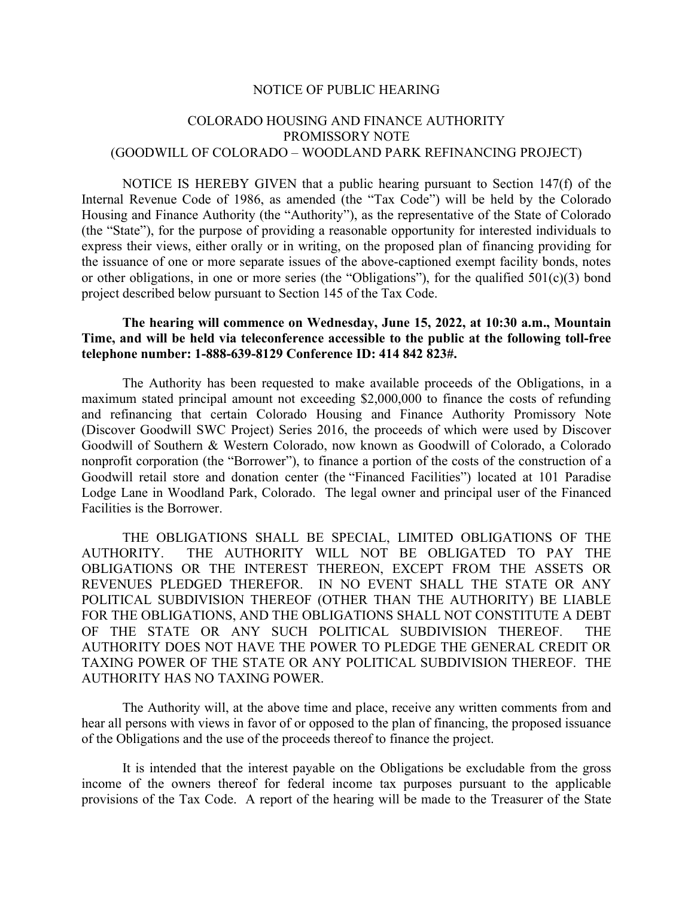# NOTICE OF PUBLIC HEARING

## COLORADO HOUSING AND FINANCE AUTHORITY PROMISSORY NOTE (GOODWILL OF COLORADO – WOODLAND PARK REFINANCING PROJECT)

NOTICE IS HEREBY GIVEN that a public hearing pursuant to Section 147(f) of the Internal Revenue Code of 1986, as amended (the "Tax Code") will be held by the Colorado Housing and Finance Authority (the "Authority"), as the representative of the State of Colorado (the "State"), for the purpose of providing a reasonable opportunity for interested individuals to express their views, either orally or in writing, on the proposed plan of financing providing for the issuance of one or more separate issues of the above-captioned exempt facility bonds, notes or other obligations, in one or more series (the "Obligations"), for the qualified 501(c)(3) bond project described below pursuant to Section 145 of the Tax Code.

**The hearing will commence on Wednesday, June 15, 2022, at 10:30 a.m., Mountain Time, and will be held via teleconference accessible to the public at the following toll-free telephone number: 1-888-639-8129 Conference ID: 414 842 823#.**

The Authority has been requested to make available proceeds of the Obligations, in a maximum stated principal amount not exceeding $2,000,000 to finance the costs of refunding and refinancing that certain Colorado Housing and Finance Authority Promissory Note (Discover Goodwill SWC Project) Series 2016, the proceeds of which were used by Discover Goodwill of Southern & Western Colorado, now known as Goodwill of Colorado, a Colorado nonprofit corporation (the "Borrower"), to finance a portion of the costs of the construction of a Goodwill retail store and donation center (the "Financed Facilities") located at 101 Paradise Lodge Lane in Woodland Park, Colorado. The legal owner and principal user of the Financed Facilities is the Borrower.

THE OBLIGATIONS SHALL BE SPECIAL, LIMITED OBLIGATIONS OF THE AUTHORITY. THE AUTHORITY WILL NOT BE OBLIGATED TO PAY THE OBLIGATIONS OR THE INTEREST THEREON, EXCEPT FROM THE ASSETS OR REVENUES PLEDGED THEREFOR. IN NO EVENT SHALL THE STATE OR ANY POLITICAL SUBDIVISION THEREOF (OTHER THAN THE AUTHORITY) BE LIABLE FOR THE OBLIGATIONS, AND THE OBLIGATIONS SHALL NOT CONSTITUTE A DEBT OF THE STATE OR ANY SUCH POLITICAL SUBDIVISION THEREOF. THE AUTHORITY DOES NOT HAVE THE POWER TO PLEDGE THE GENERAL CREDIT OR TAXING POWER OF THE STATE OR ANY POLITICAL SUBDIVISION THEREOF. THE AUTHORITY HAS NO TAXING POWER.

The Authority will, at the above time and place, receive any written comments from and hear all persons with views in favor of or opposed to the plan of financing, the proposed issuance of the Obligations and the use of the proceeds thereof to finance the project.

It is intended that the interest payable on the Obligations be excludable from the gross income of the owners thereof for federal income tax purposes pursuant to the applicable provisions of the Tax Code. A report of the hearing will be made to the Treasurer of the State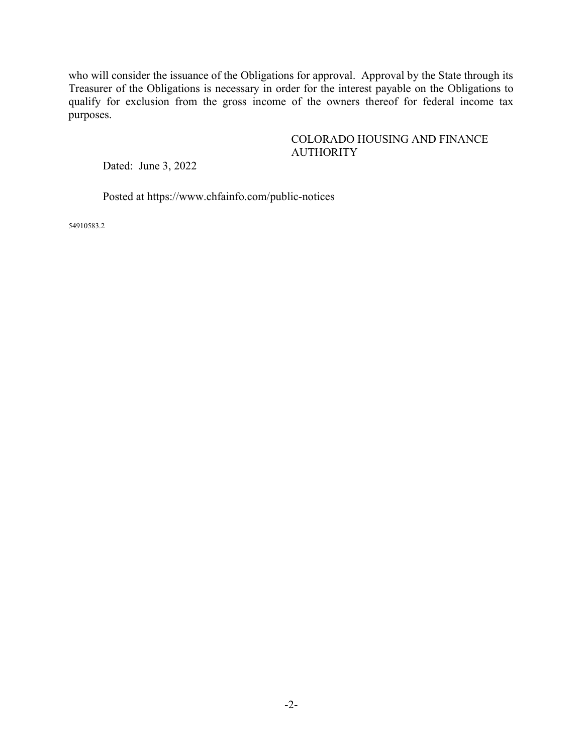who will consider the issuance of the Obligations for approval. Approval by the State through its Treasurer of the Obligations is necessary in order for the interest payable on the Obligations to qualify for exclusion from the gross income of the owners thereof for federal income tax purposes.

COLORADO HOUSING AND FINANCE AUTHORITY

Dated: June 3, 2022

Posted at https://www.chfainfo.com/public-notices

54910583.2